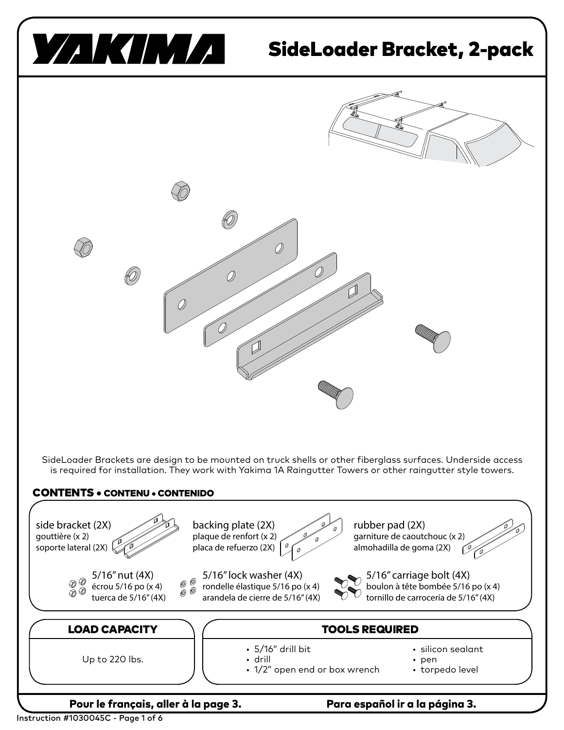# YAKIMA

# SideLoader Bracket, 2-pack

SideLoader Brackets are design to be mounted on truck shells or other fiberglass surfaces. Underside access is required for installation. They work with Yakima 1A Raingutter Towers or other raingutter style towers.

## CONTENTS • CONTENU • CONTENIDO

side bracket (2X)
gouttière (x 2)
soporte lateral (2X)

backing plate (2X)
plaque de renfort (x 2)
placa de refuerzo (2X)

rubber pad (2X)
garniture de caoutchouc (x 2)
almohadilla de goma (2X)

5/16" nut (4X)
écrou 5/16 po (x 4)
tuerca de 5/16" (4X)

5/16" lock washer (4X)
rondelle élastique 5/16 po (x 4)
arandela de cierre de 5/16" (4X)

5/16" carriage bolt (4X)
boulon à tête bombée 5/16 po (x 4)
tornillo de carrocería de 5/16" (4X)

## LOAD CAPACITY

Up to 220 lbs.

## TOOLS REQUIRED

- 5/16" drill bit
- drill
- 1/2" open end or box wrench
- silicon sealant
- pen
- torpedo level

**Pour le français, aller à la page 3.** **Para español ir a la página 3.**

Instruction #1030045C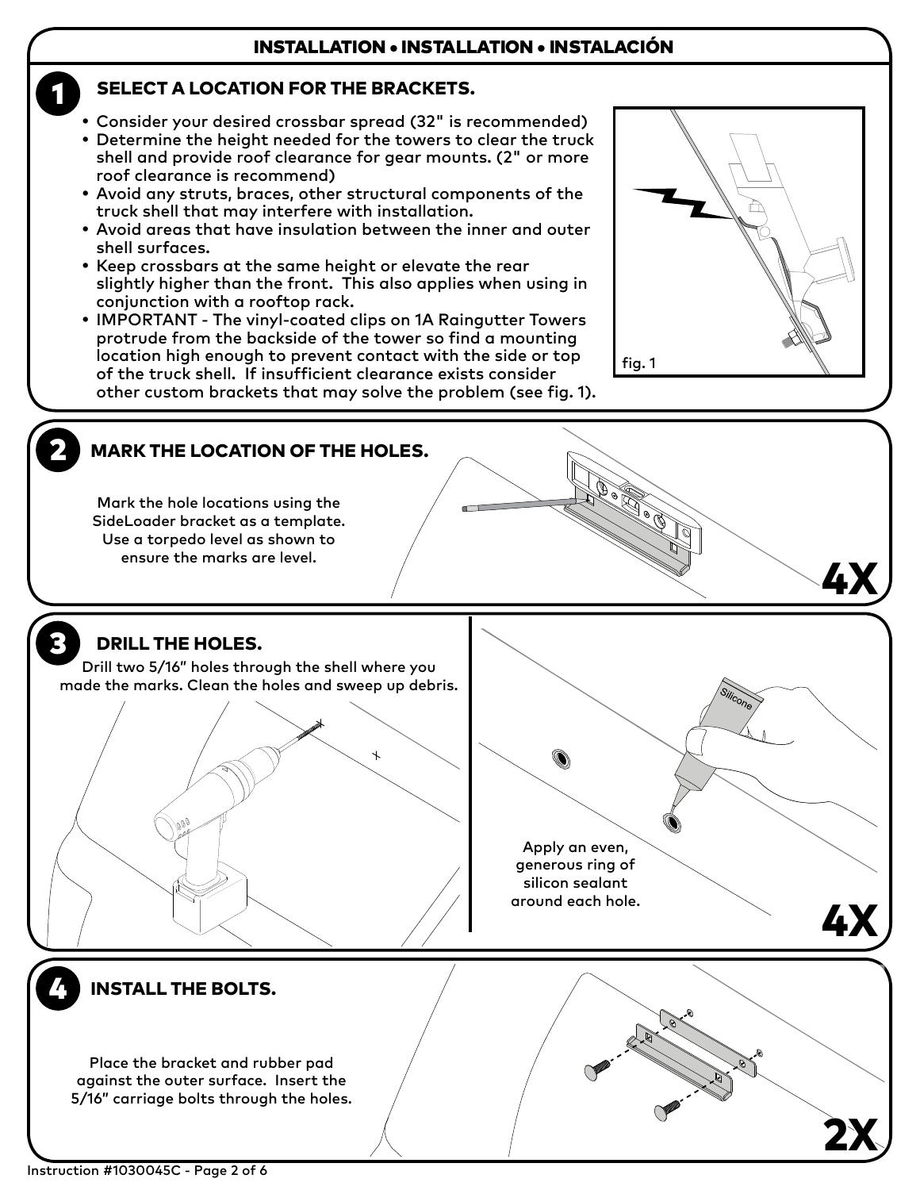## INSTALLATION • INSTALLATION • INSTALACIÓN

### 1 SELECT A LOCATION FOR THE BRACKETS.

- Consider your desired crossbar spread (32" is recommended)
- Determine the height needed for the towers to clear the truck shell and provide roof clearance for gear mounts. (2" or more roof clearance is recommend)
- Avoid any struts, braces, other structural components of the truck shell that may interfere with installation.
- Avoid areas that have insulation between the inner and outer shell surfaces.
- Keep crossbars at the same height or elevate the rear slightly higher than the front. This also applies when using in conjunction with a rooftop rack.
- IMPORTANT - The vinyl-coated clips on 1A Raingutter Towers protrude from the backside of the tower so find a mounting location high enough to prevent contact with the side or top of the truck shell. If insufficient clearance exists consider other custom brackets that may solve the problem (see fig. 1).

fig. 1

### 2 MARK THE LOCATION OF THE HOLES.

Mark the hole locations using the SideLoader bracket as a template. Use a torpedo level as shown to ensure the marks are level.

4X

### 3 DRILL THE HOLES.

Drill two 5/16" holes through the shell where you made the marks. Clean the holes and sweep up debris.

Apply an even, generous ring of silicon sealant around each hole.

4X

### 4 INSTALL THE BOLTS.

Place the bracket and rubber pad against the outer surface. Insert the 5/16" carriage bolts through the holes.

2X

Instruction #1030045C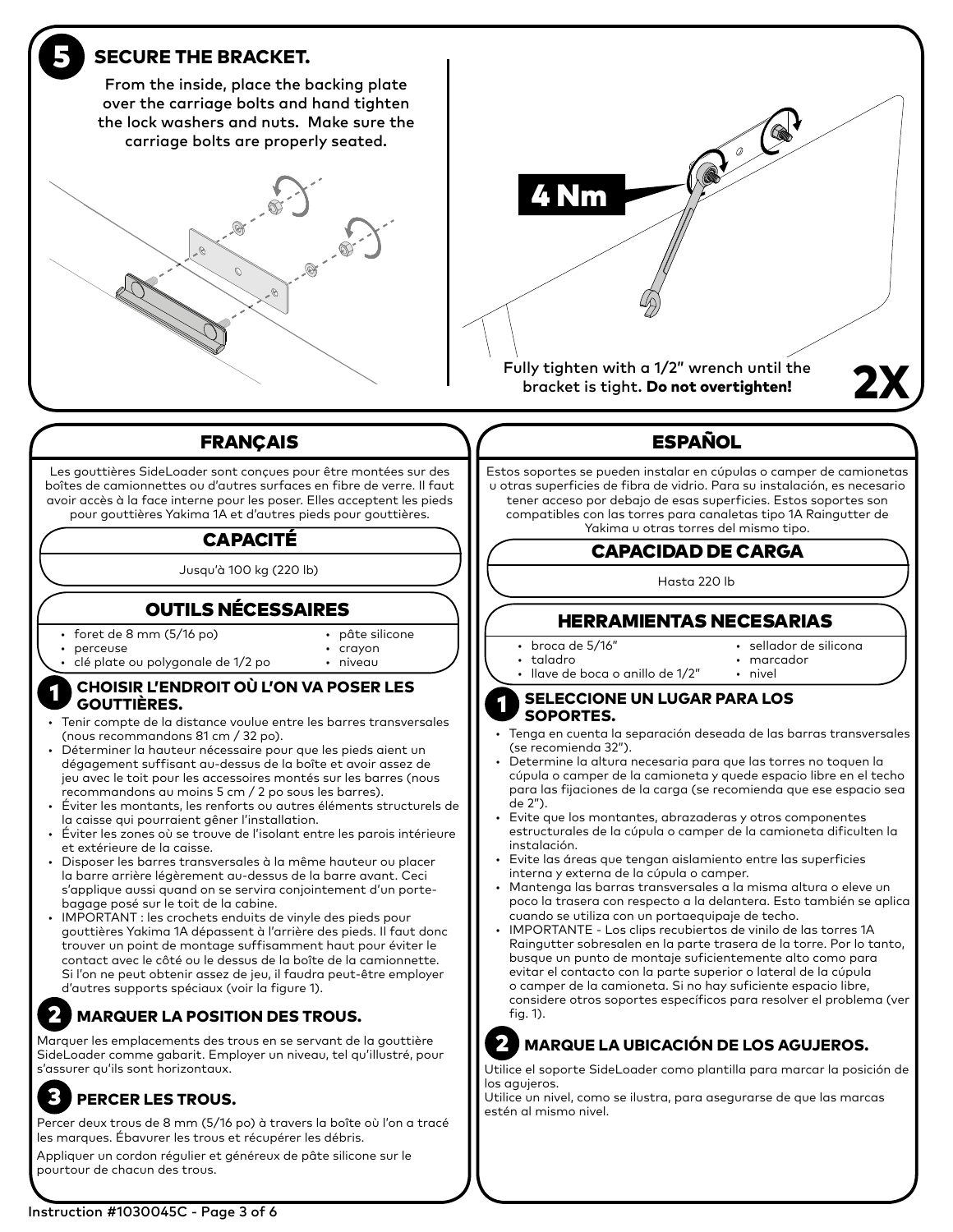## 5 SECURE THE BRACKET.

From the inside, place the backing plate over the carriage bolts and hand tighten the lock washers and nuts. Make sure the carriage bolts are properly seated.

4 Nm

Fully tighten with a 1/2" wrench until the bracket is tight. **Do not overtighten!**

2X

## FRANÇAIS

Les gouttières SideLoader sont conçues pour être montées sur des boîtes de camionnettes ou d'autres surfaces en fibre de verre. Il faut avoir accès à la face interne pour les poser. Elles acceptent les pieds pour gouttières Yakima 1A et d'autres pieds pour gouttières.

### CAPACITÉ

Jusqu'à 100 kg (220 lb)

### OUTILS NÉCESSAIRES

- foret de 8 mm (5/16 po)
- perceuse
- clé plate ou polygonale de 1/2 po
- pâte silicone
- crayon
- niveau

### 1 CHOISIR L'ENDROIT OÙ L'ON VA POSER LES GOUTTIÈRES.

- Tenir compte de la distance voulue entre les barres transversales (nous recommandons 81 cm / 32 po).
- Déterminer la hauteur nécessaire pour que les pieds aient un dégagement suffisant au-dessus de la boîte et avoir assez de jeu avec le toit pour les accessoires montés sur les barres (nous recommandons au moins 5 cm / 2 po sous les barres).
- Éviter les montants, les renforts ou autres éléments structurels de la caisse qui pourraient gêner l'installation.
- Éviter les zones où se trouve de l'isolant entre les parois intérieure et extérieure de la caisse.
- Disposer les barres transversales à la même hauteur ou placer la barre arrière légèrement au-dessus de la barre avant. Ceci s'applique aussi quand on se servira conjointement d'un porte-bagage posé sur le toit de la cabine.
- IMPORTANT : les crochets enduits de vinyle des pieds pour gouttières Yakima 1A dépassent à l'arrière des pieds. Il faut donc trouver un point de montage suffisamment haut pour éviter le contact avec le côté ou le dessus de la boîte de la camionnette. Si l'on ne peut obtenir assez de jeu, il faudra peut-être employer d'autres supports spéciaux (voir la figure 1).

### 2 MARQUER LA POSITION DES TROUS.

Marquer les emplacements des trous en se servant de la gouttière SideLoader comme gabarit. Employer un niveau, tel qu'illustré, pour s'assurer qu'ils sont horizontaux.

### 3 PERCER LES TROUS.

Percer deux trous de 8 mm (5/16 po) à travers la boîte où l'on a tracé les marques. Ébavurer les trous et récupérer les débris.

Appliquer un cordon régulier et généreux de pâte silicone sur le pourtour de chacun des trous.

## ESPAÑOL

Estos soportes se pueden instalar en cúpulas o camper de camionetas u otras superficies de fibra de vidrio. Para su instalación, es necesario tener acceso por debajo de esas superficies. Estos soportes son compatibles con las torres para canaletas tipo 1A Raingutter de Yakima u otras torres del mismo tipo.

### CAPACIDAD DE CARGA

Hasta 220 lb

### HERRAMIENTAS NECESARIAS

- broca de 5/16"
- taladro
- llave de boca o anillo de 1/2"
- sellador de silicona
- marcador
- nivel

### 1 SELECCIONE UN LUGAR PARA LOS SOPORTES.

- Tenga en cuenta la separación deseada de las barras transversales (se recomienda 32").
- Determine la altura necesaria para que las torres no toquen la cúpula o camper de la camioneta y quede espacio libre en el techo para las fijaciones de la carga (se recomienda que ese espacio sea de 2").
- Evite que los montantes, abrazaderas y otros componentes estructurales de la cúpula o camper de la camioneta dificulten la instalación.
- Evite las áreas que tengan aislamiento entre las superficies interna y externa de la cúpula o camper.
- Mantenga las barras transversales a la misma altura o eleve un poco la trasera con respecto a la delantera. Esto también se aplica cuando se utiliza con un portaequipaje de techo.
- IMPORTANTE - Los clips recubiertos de vinilo de las torres 1A Raingutter sobresalen en la parte trasera de la torre. Por lo tanto, busque un punto de montaje suficientemente alto como para evitar el contacto con la parte superior o lateral de la cúpula o camper de la camioneta. Si no hay suficiente espacio libre, considere otros soportes específicos para resolver el problema (ver fig. 1).

### 2 MARQUE LA UBICACIÓN DE LOS AGUJEROS.

Utilice el soporte SideLoader como plantilla para marcar la posición de los agujeros.
Utilice un nivel, como se ilustra, para asegurarse de que las marcas estén al mismo nivel.

Instruction #1030045C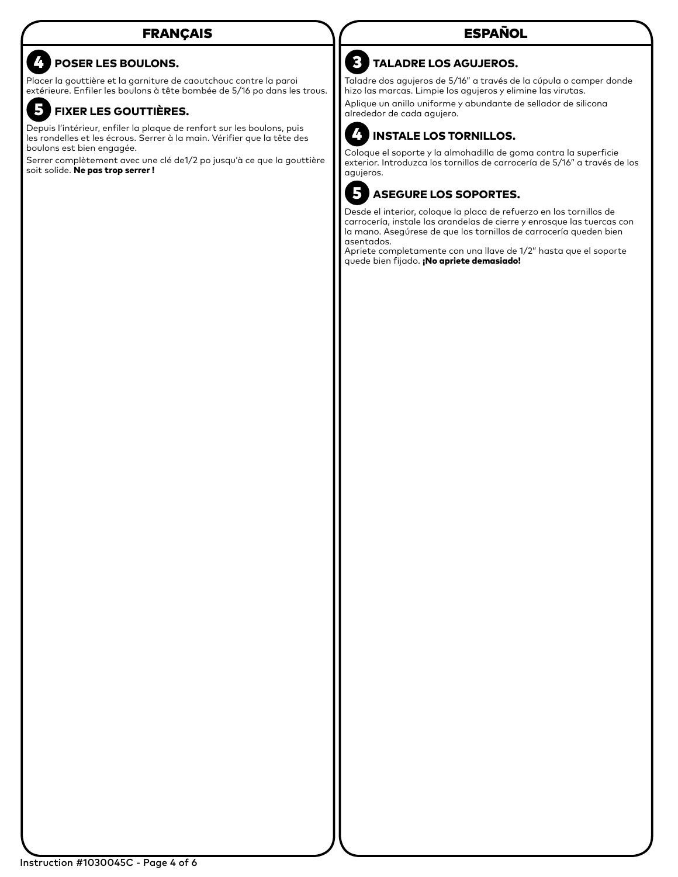## FRANÇAIS

### 4 POSER LES BOULONS.

Placer la gouttière et la garniture de caoutchouc contre la paroi extérieure. Enfiler les boulons à tête bombée de 5/16 po dans les trous.

### 5 FIXER LES GOUTTIÈRES.

Depuis l'intérieur, enfiler la plaque de renfort sur les boulons, puis les rondelles et les écrous. Serrer à la main. Vérifier que la tête des boulons est bien engagée.

Serrer complètement avec une clé de1/2 po jusqu'à ce que la gouttière soit solide. **Ne pas trop serrer !**

## ESPAÑOL

### 3 TALADRE LOS AGUJEROS.

Taladre dos agujeros de 5/16" a través de la cúpula o camper donde hizo las marcas. Limpie los agujeros y elimine las virutas.

Aplique un anillo uniforme y abundante de sellador de silicona alrededor de cada agujero.

### 4 INSTALE LOS TORNILLOS.

Coloque el soporte y la almohadilla de goma contra la superficie exterior. Introduzca los tornillos de carrocería de 5/16" a través de los agujeros.

### 5 ASEGURE LOS SOPORTES.

Desde el interior, coloque la placa de refuerzo en los tornillos de carrocería, instale las arandelas de cierre y enrosque las tuercas con la mano. Asegúrese de que los tornillos de carrocería queden bien asentados.
Apriete completamente con una llave de 1/2" hasta que el soporte quede bien fijado. **¡No apriete demasiado!**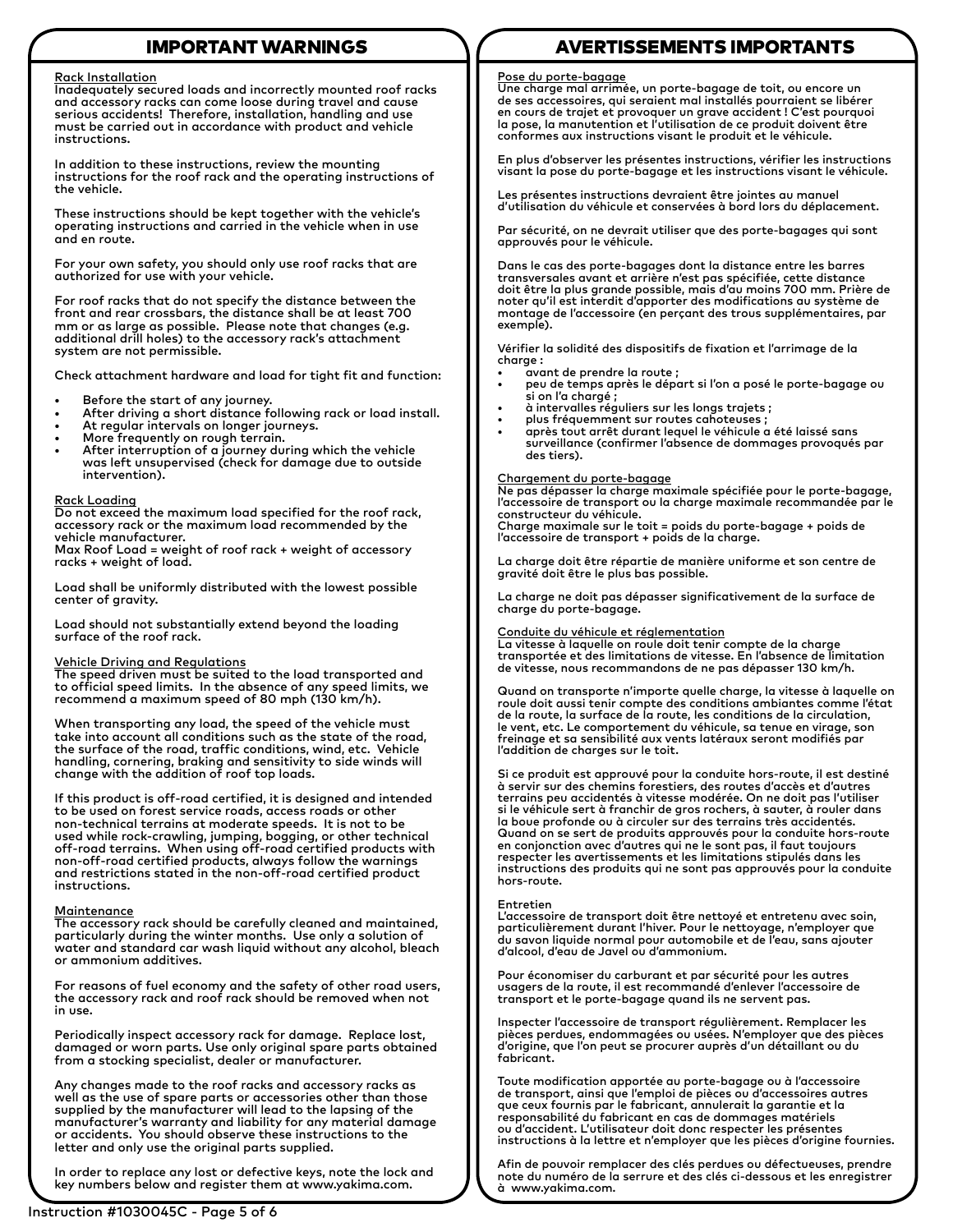## IMPORTANT WARNINGS

Rack Installation

Inadequately secured loads and incorrectly mounted roof racks and accessory racks can come loose during travel and cause serious accidents! Therefore, installation, handling and use must be carried out in accordance with product and vehicle instructions.

In addition to these instructions, review the mounting instructions for the roof rack and the operating instructions of the vehicle.

These instructions should be kept together with the vehicle's operating instructions and carried in the vehicle when in use and en route.

For your own safety, you should only use roof racks that are authorized for use with your vehicle.

For roof racks that do not specify the distance between the front and rear crossbars, the distance shall be at least 700 mm or as large as possible. Please note that changes (e.g. additional drill holes) to the accessory rack's attachment system are not permissible.

Check attachment hardware and load for tight fit and function:

- Before the start of any journey.
- After driving a short distance following rack or load install.
- At regular intervals on longer journeys.
- More frequently on rough terrain.
- After interruption of a journey during which the vehicle was left unsupervised (check for damage due to outside intervention).

Rack Loading

Do not exceed the maximum load specified for the roof rack, accessory rack or the maximum load recommended by the vehicle manufacturer.
Max Roof Load = weight of roof rack + weight of accessory racks + weight of load.

Load shall be uniformly distributed with the lowest possible center of gravity.

Load should not substantially extend beyond the loading surface of the roof rack.

Vehicle Driving and Regulations

The speed driven must be suited to the load transported and to official speed limits. In the absence of any speed limits, we recommend a maximum speed of 80 mph (130 km/h).

When transporting any load, the speed of the vehicle must take into account all conditions such as the state of the road, the surface of the road, traffic conditions, wind, etc. Vehicle handling, cornering, braking and sensitivity to side winds will change with the addition of roof top loads.

If this product is off-road certified, it is designed and intended to be used on forest service roads, access roads or other non-technical terrains at moderate speeds. It is not to be used while rock-crawling, jumping, bogging, or other technical off-road terrains. When using off-road certified products with non-off-road certified products, always follow the warnings and restrictions stated in the non-off-road certified product instructions.

Maintenance

The accessory rack should be carefully cleaned and maintained, particularly during the winter months. Use only a solution of water and standard car wash liquid without any alcohol, bleach or ammonium additives.

For reasons of fuel economy and the safety of other road users, the accessory rack and roof rack should be removed when not in use.

Periodically inspect accessory rack for damage. Replace lost, damaged or worn parts. Use only original spare parts obtained from a stocking specialist, dealer or manufacturer.

Any changes made to the roof racks and accessory racks as well as the use of spare parts or accessories other than those supplied by the manufacturer will lead to the lapsing of the manufacturer's warranty and liability for any material damage or accidents. You should observe these instructions to the letter and only use the original parts supplied.

In order to replace any lost or defective keys, note the lock and key numbers below and register them at www.yakima.com.

## AVERTISSEMENTS IMPORTANTS

Pose du porte-bagage

Une charge mal arrimée, un porte-bagage de toit, ou encore un de ses accessoires, qui seraient mal installés pourraient se libérer en cours de trajet et provoquer un grave accident ! C'est pourquoi la pose, la manutention et l'utilisation de ce produit doivent être conformes aux instructions visant le produit et le véhicule.

En plus d'observer les présentes instructions, vérifier les instructions visant la pose du porte-bagage et les instructions visant le véhicule.

Les présentes instructions devraient être jointes au manuel d'utilisation du véhicule et conservées à bord lors du déplacement.

Par sécurité, on ne devrait utiliser que des porte-bagages qui sont approuvés pour le véhicule.

Dans le cas des porte-bagages dont la distance entre les barres transversales avant et arrière n'est pas spécifiée, cette distance doit être la plus grande possible, mais d'au moins 700 mm. Prière de noter qu'il est interdit d'apporter des modifications au système de montage de l'accessoire (en perçant des trous supplémentaires, par exemple).

Vérifier la solidité des dispositifs de fixation et l'arrimage de la charge :

- avant de prendre la route ;
- peu de temps après le départ si l'on a posé le porte-bagage ou si on l'a chargé ;
- à intervalles réguliers sur les longs trajets ;
- plus fréquemment sur routes cahoteuses ;
- après tout arrêt durant lequel le véhicule a été laissé sans surveillance (confirmer l'absence de dommages provoqués par des tiers).

Chargement du porte-bagage

Ne pas dépasser la charge maximale spécifiée pour le porte-bagage, l'accessoire de transport ou la charge maximale recommandée par le constructeur du véhicule.
Charge maximale sur le toit = poids du porte-bagage + poids de l'accessoire de transport + poids de la charge.

La charge doit être répartie de manière uniforme et son centre de gravité doit être le plus bas possible.

La charge ne doit pas dépasser significativement de la surface de charge du porte-bagage.

Conduite du véhicule et réglementation

La vitesse à laquelle on roule doit tenir compte de la charge transportée et des limitations de vitesse. En l'absence de limitation de vitesse, nous recommandons de ne pas dépasser 130 km/h.

Quand on transporte n'importe quelle charge, la vitesse à laquelle on roule doit aussi tenir compte des conditions ambiantes comme l'état de la route, la surface de la route, les conditions de la circulation, le vent, etc. Le comportement du véhicule, sa tenue en virage, son freinage et sa sensibilité aux vents latéraux seront modifiés par l'addition de charges sur le toit.

Si ce produit est approuvé pour la conduite hors-route, il est destiné à servir sur des chemins forestiers, des routes d'accès et d'autres terrains peu accidentés à vitesse modérée. On ne doit pas l'utiliser si le véhicule sert à franchir de gros rochers, à sauter, à rouler dans la boue profonde ou à circuler sur des terrains très accidentés. Quand on se sert de produits approuvés pour la conduite hors-route en conjonction avec d'autres qui ne le sont pas, il faut toujours respecter les avertissements et les limitations stipulés dans les instructions des produits qui ne sont pas approuvés pour la conduite hors-route.

Entretien

L'accessoire de transport doit être nettoyé et entretenu avec soin, particulièrement durant l'hiver. Pour le nettoyage, n'employer que du savon liquide normal pour automobile et de l'eau, sans ajouter d'alcool, d'eau de Javel ou d'ammonium.

Pour économiser du carburant et par sécurité pour les autres usagers de la route, il est recommandé d'enlever l'accessoire de transport et le porte-bagage quand ils ne servent pas.

Inspecter l'accessoire de transport régulièrement. Remplacer les pièces perdues, endommagées ou usées. N'employer que des pièces d'origine, que l'on peut se procurer auprès d'un détaillant ou du fabricant.

Toute modification apportée au porte-bagage ou à l'accessoire de transport, ainsi que l'emploi de pièces ou d'accessoires autres que ceux fournis par le fabricant, annulerait la garantie et la responsabilité du fabricant en cas de dommages matériels ou d'accident. L'utilisateur doit donc respecter les présentes instructions à la lettre et n'employer que les pièces d'origine fournies.

Afin de pouvoir remplacer des clés perdues ou défectueuses, prendre note du numéro de la serrure et des clés ci-dessous et les enregistrer à www.yakima.com.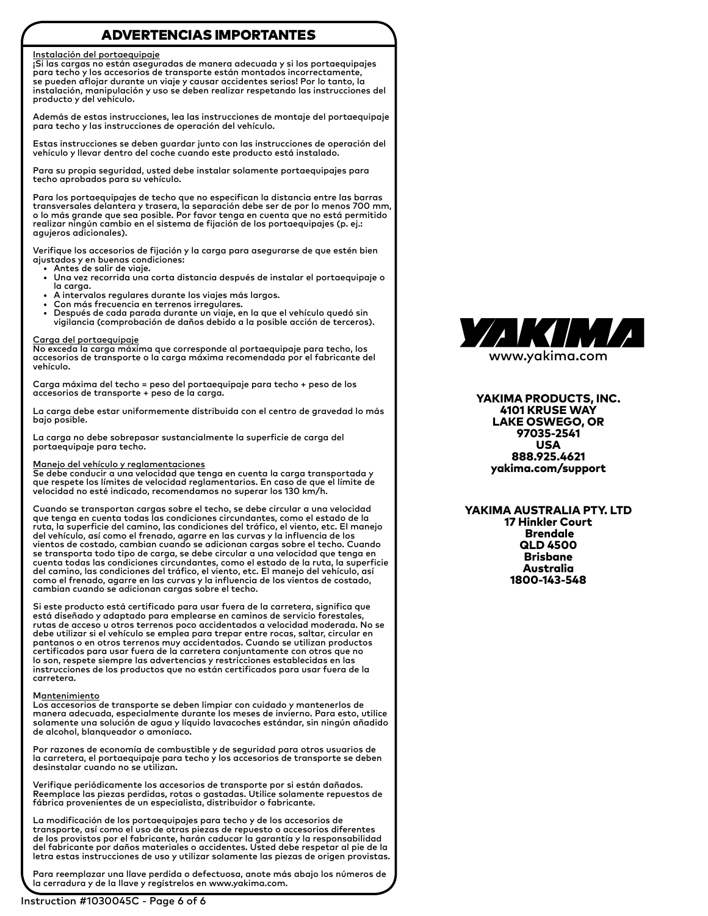## ADVERTENCIAS IMPORTANTES

Instalación del portaequipaje

¡Si las cargas no están aseguradas de manera adecuada y si los portaequipajes para techo y los accesorios de transporte están montados incorrectamente, se pueden aflojar durante un viaje y causar accidentes serios! Por lo tanto, la instalación, manipulación y uso se deben realizar respetando las instrucciones del producto y del vehículo.

Además de estas instrucciones, lea las instrucciones de montaje del portaequipaje para techo y las instrucciones de operación del vehículo.

Estas instrucciones se deben guardar junto con las instrucciones de operación del vehículo y llevar dentro del coche cuando este producto está instalado.

Para su propia seguridad, usted debe instalar solamente portaequipajes para techo aprobados para su vehículo.

Para los portaequipajes de techo que no especifican la distancia entre las barras transversales delantera y trasera, la separación debe ser de por lo menos 700 mm, o lo más grande que sea posible. Por favor tenga en cuenta que no está permitido realizar ningún cambio en el sistema de fijación de los portaequipajes (p. ej.: agujeros adicionales).

Verifique los accesorios de fijación y la carga para asegurarse de que estén bien ajustados y en buenas condiciones:

- Antes de salir de viaje.
- Una vez recorrida una corta distancia después de instalar el portaequipaje o la carga.
- A intervalos regulares durante los viajes más largos.
- Con más frecuencia en terrenos irregulares.
- Después de cada parada durante un viaje, en la que el vehículo quedó sin vigilancia (comprobación de daños debido a la posible acción de terceros).

Carga del portaequipaje

No exceda la carga máxima que corresponde al portaequipaje para techo, los accesorios de transporte o la carga máxima recomendada por el fabricante del vehículo.

Carga máxima del techo = peso del portaequipaje para techo + peso de los accesorios de transporte + peso de la carga.

La carga debe estar uniformemente distribuida con el centro de gravedad lo más bajo posible.

La carga no debe sobrepasar sustancialmente la superficie de carga del portaequipaje para techo.

Manejo del vehículo y reglamentaciones

Se debe conducir a una velocidad que tenga en cuenta la carga transportada y que respete los límites de velocidad reglamentarios. En caso de que el límite de velocidad no esté indicado, recomendamos no superar los 130 km/h.

Cuando se transportan cargas sobre el techo, se debe circular a una velocidad que tenga en cuenta todas las condiciones circundantes, como el estado de la ruta, la superficie del camino, las condiciones del tráfico, el viento, etc. El manejo del vehículo, así como el frenado, agarre en las curvas y la influencia de los vientos de costado, cambian cuando se adicionan cargas sobre el techo. Cuando se transporta todo tipo de carga, se debe circular a una velocidad que tenga en cuenta todas las condiciones circundantes, como el estado de la ruta, la superficie del camino, las condiciones del tráfico, el viento, etc. El manejo del vehículo, así como el frenado, agarre en las curvas y la influencia de los vientos de costado, cambian cuando se adicionan cargas sobre el techo.

Si este producto está certificado para usar fuera de la carretera, significa que está diseñado y adaptado para emplearse en caminos de servicio forestales, rutas de acceso u otros terrenos poco accidentados a velocidad moderada. No se debe utilizar si el vehículo se emplea para trepar entre rocas, saltar, circular en pantanos o en otros terrenos muy accidentados. Cuando se utilizan productos certificados para usar fuera de la carretera conjuntamente con otros que no lo son, respete siempre las advertencias y restricciones establecidas en las instrucciones de los productos que no están certificados para usar fuera de la carretera.

Mantenimiento

Los accesorios de transporte se deben limpiar con cuidado y mantenerlos de manera adecuada, especialmente durante los meses de invierno. Para esto, utilice solamente una solución de agua y líquido lavacoches estándar, sin ningún añadido de alcohol, blanqueador o amoníaco.

Por razones de economía de combustible y de seguridad para otros usuarios de la carretera, el portaequipaje para techo y los accesorios de transporte se deben desinstalar cuando no se utilizan.

Verifique periódicamente los accesorios de transporte por si están dañados. Reemplace las piezas perdidas, rotas o gastadas. Utilice solamente repuestos de fábrica provenientes de un especialista, distribuidor o fabricante.

La modificación de los portaequipajes para techo y de los accesorios de transporte, así como el uso de otras piezas de repuesto o accesorios diferentes de los provistos por el fabricante, harán caducar la garantía y la responsabilidad del fabricante por daños materiales o accidentes. Usted debe respetar al pie de la letra estas instrucciones de uso y utilizar solamente las piezas de origen provistas.

Para reemplazar una llave perdida o defectuosa, anote más abajo los números de la cerradura y de la llave y regístrelos en www.yakima.com.

YAKIMA

www.yakima.com

**YAKIMA PRODUCTS, INC.**
**4101 KRUSE WAY**
**LAKE OSWEGO, OR**
**97035-2541**
**USA**
**888.925.4621**
**yakima.com/support**

**YAKIMA AUSTRALIA PTY. LTD**
**17 Hinkler Court**
**Brendale**
**QLD 4500**
**Brisbane**
**Australia**
**1800-143-548**

Instruction #1030045C